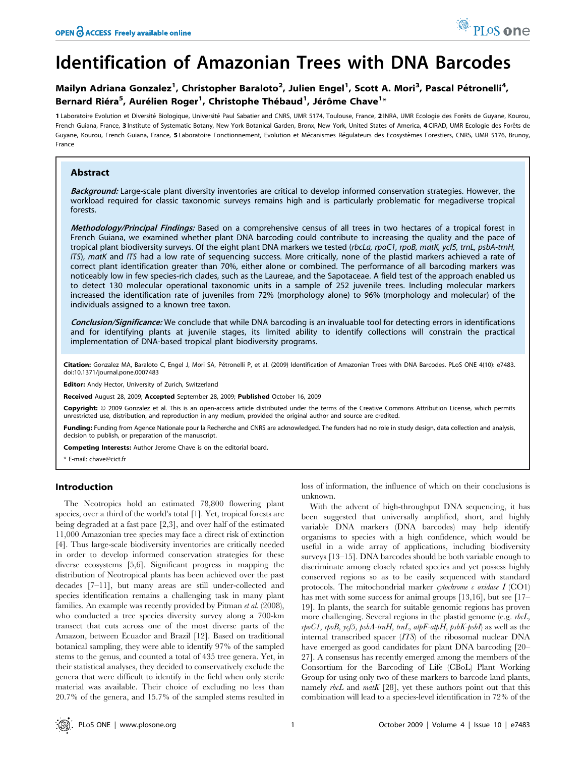# Identification of Amazonian Trees with DNA Barcodes

**Mailyn Adriana Gonzalez[1], Christopher Baraloto[2], Julien Engel[1], Scott A. Mori[3], Pascal Pétronelli[4], Bernard Riéra[5], Aurélien Roger[1], Christophe Thébaud[1], Jérôme Chave[1]***

1 Laboratoire Evolution et Diversité Biologique, Université Paul Sabatier and CNRS, UMR 5174, Toulouse, France, 2 INRA, UMR Ecologie des Forêts de Guyane, Kourou, French Guiana, France, 3 Institute of Systematic Botany, New York Botanical Garden, Bronx, New York, United States of America, 4 CIRAD, UMR Ecologie des Forêts de Guyane, Kourou, French Guiana, France, 5 Laboratoire Fonctionnement, Evolution et Mécanismes Régulateurs des Ecosystèmes Forestiers, CNRS, UMR 5176, Brunoy, France

## Abstract

***Background:*** Large-scale plant diversity inventories are critical to develop informed conservation strategies. However, the workload required for classic taxonomic surveys remains high and is particularly problematic for megadiverse tropical forests.

***Methodology/Principal Findings:*** Based on a comprehensive census of all trees in two hectares of a tropical forest in French Guiana, we examined whether plant DNA barcoding could contribute to increasing the quality and the pace of tropical plant biodiversity surveys. Of the eight plant DNA markers we tested (*rbcLa, rpoC1, rpoB, matK, ycf5, trnL, psbA-trnH, ITS*), *matK* and *ITS* had a low rate of sequencing success. More critically, none of the plastid markers achieved a rate of correct plant identification greater than 70%, either alone or combined. The performance of all barcoding markers was noticeably low in few species-rich clades, such as the Laureae, and the Sapotaceae. A field test of the approach enabled us to detect 130 molecular operational taxonomic units in a sample of 252 juvenile trees. Including molecular markers increased the identification rate of juveniles from 72% (morphology alone) to 96% (morphology and molecular) of the individuals assigned to a known tree taxon.

***Conclusion/Significance:*** We conclude that while DNA barcoding is an invaluable tool for detecting errors in identifications and for identifying plants at juvenile stages, its limited ability to identify collections will constrain the practical implementation of DNA-based tropical plant biodiversity programs.

**Citation:** Gonzalez MA, Baraloto C, Engel J, Mori SA, Pétronelli P, et al. (2009) Identification of Amazonian Trees with DNA Barcodes. PLoS ONE 4(10): e7483. doi:10.1371/journal.pone.0007483

**Editor:** Andy Hector, University of Zurich, Switzerland

**Received** August 28, 2009; **Accepted** September 28, 2009; **Published** October 16, 2009

**Copyright:** © 2009 Gonzalez et al. This is an open-access article distributed under the terms of the Creative Commons Attribution License, which permits unrestricted use, distribution, and reproduction in any medium, provided the original author and source are credited.

**Funding:** Funding from Agence Nationale pour la Recherche and CNRS are acknowledged. The funders had no role in study design, data collection and analysis, decision to publish, or preparation of the manuscript.

**Competing Interests:** Author Jerome Chave is on the editorial board.

\* E-mail: chave@cict.fr

## Introduction

The Neotropics hold an estimated 78,800 flowering plant species, over a third of the world's total [1]. Yet, tropical forests are being degraded at a fast pace [2,3], and over half of the estimated 11,000 Amazonian tree species may face a direct risk of extinction [4]. Thus large-scale biodiversity inventories are critically needed in order to develop informed conservation strategies for these diverse ecosystems [5,6]. Significant progress in mapping the distribution of Neotropical plants has been achieved over the past decades [7–11], but many areas are still under-collected and species identification remains a challenging task in many plant families. An example was recently provided by Pitman *et al.* (2008), who conducted a tree species diversity survey along a 700-km transect that cuts across one of the most diverse parts of the Amazon, between Ecuador and Brazil [12]. Based on traditional botanical sampling, they were able to identify 97% of the sampled stems to the genus, and counted a total of 435 tree genera. Yet, in their statistical analyses, they decided to conservatively exclude the genera that were difficult to identify in the field when only sterile material was available. Their choice of excluding no less than 20.7% of the genera, and 15.7% of the sampled stems resulted in loss of information, the influence of which on their conclusions is unknown.

With the advent of high-throughput DNA sequencing, it has been suggested that universally amplified, short, and highly variable DNA markers (DNA barcodes) may help identify organisms to species with a high confidence, which would be useful in a wide array of applications, including biodiversity surveys [13–15]. DNA barcodes should be both variable enough to discriminate among closely related species and yet possess highly conserved regions so as to be easily sequenced with standard protocols. The mitochondrial marker *cytochrome c oxidase I* (CO1) has met with some success for animal groups [13,16], but see [17–19]. In plants, the search for suitable genomic regions has proven more challenging. Several regions in the plastid genome (e.g. *rbcL, rpoC1, rpoB, ycf5, psbA-trnH, trnL, atpF-atpH, psbK-psbI*) as well as the internal transcribed spacer (*ITS*) of the ribosomal nuclear DNA have emerged as good candidates for plant DNA barcoding [20–27]. A consensus has recently emerged among the members of the Consortium for the Barcoding of Life (CBoL) Plant Working Group for using only two of these markers to barcode land plants, namely *rbcL* and *matK* [28], yet these authors point out that this combination will lead to a species-level identification in 72% of the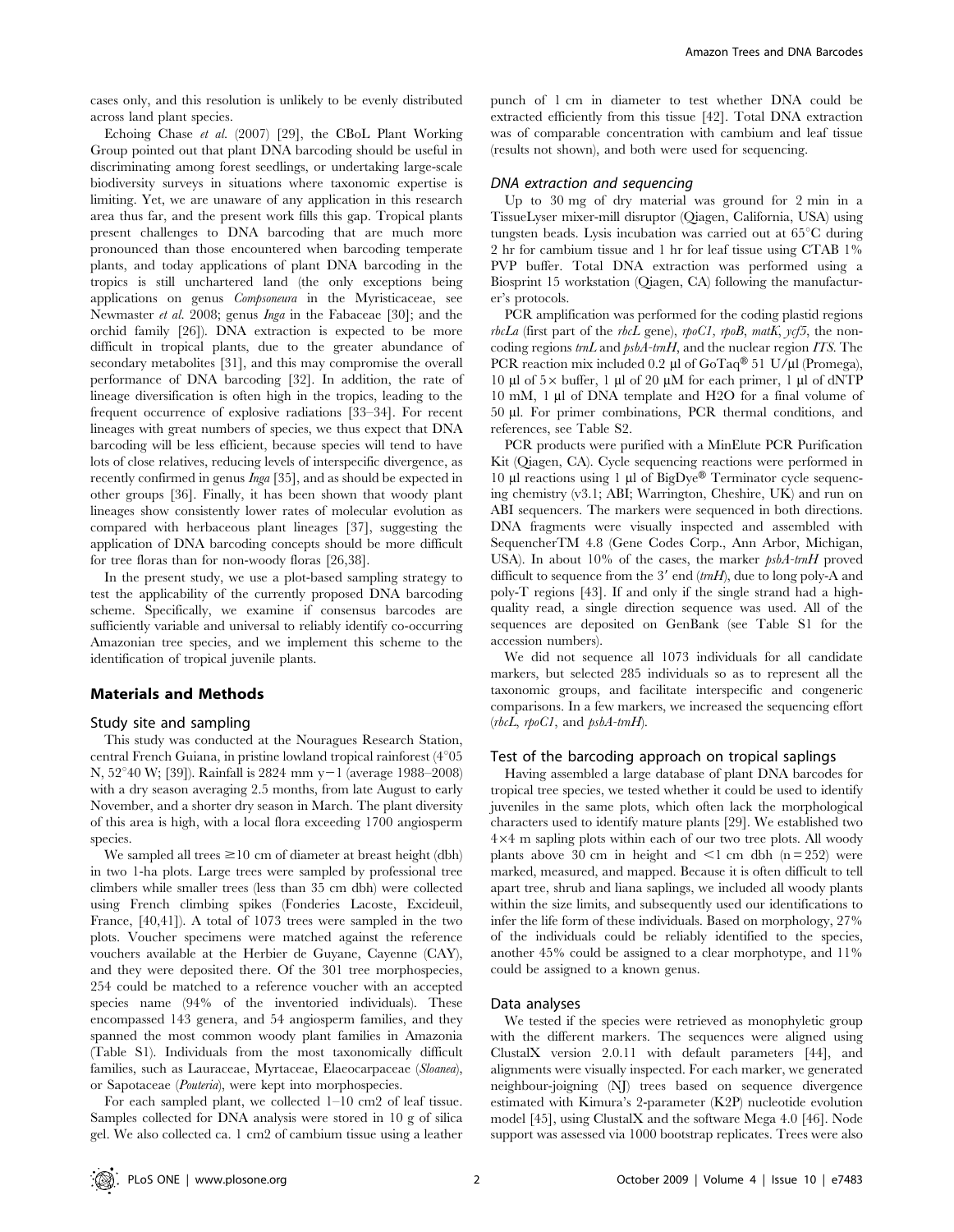cases only, and this resolution is unlikely to be evenly distributed across land plant species.

Echoing Chase *et al.* (2007) [29], the CBoL Plant Working Group pointed out that plant DNA barcoding should be useful in discriminating among forest seedlings, or undertaking large-scale biodiversity surveys in situations where taxonomic expertise is limiting. Yet, we are unaware of any application in this research area thus far, and the present work fills this gap. Tropical plants present challenges to DNA barcoding that are much more pronounced than those encountered when barcoding temperate plants, and today applications of plant DNA barcoding in the tropics is still unchartered land (the only exceptions being applications on genus *Compsoneura* in the Myristicaceae, see Newmaster *et al.* 2008; genus *Inga* in the Fabaceae [30]; and the orchid family [26]). DNA extraction is expected to be more difficult in tropical plants, due to the greater abundance of secondary metabolites [31], and this may compromise the overall performance of DNA barcoding [32]. In addition, the rate of lineage diversification is often high in the tropics, leading to the frequent occurrence of explosive radiations [33–34]. For recent lineages with great numbers of species, we thus expect that DNA barcoding will be less efficient, because species will tend to have lots of close relatives, reducing levels of interspecific divergence, as recently confirmed in genus *Inga* [35], and as should be expected in other groups [36]. Finally, it has been shown that woody plant lineages show consistently lower rates of molecular evolution as compared with herbaceous plant lineages [37], suggesting the application of DNA barcoding concepts should be more difficult for tree floras than for non-woody floras [26,38].

In the present study, we use a plot-based sampling strategy to test the applicability of the currently proposed DNA barcoding scheme. Specifically, we examine if consensus barcodes are sufficiently variable and universal to reliably identify co-occurring Amazonian tree species, and we implement this scheme to the identification of tropical juvenile plants.

## Materials and Methods

### Study site and sampling

This study was conducted at the Nouragues Research Station, central French Guiana, in pristine lowland tropical rainforest (4°05 N, 52°40 W; [39]). Rainfall is 2824 mm y−1 (average 1988–2008) with a dry season averaging 2.5 months, from late August to early November, and a shorter dry season in March. The plant diversity of this area is high, with a local flora exceeding 1700 angiosperm species.

We sampled all trees ≥10 cm of diameter at breast height (dbh) in two 1-ha plots. Large trees were sampled by professional tree climbers while smaller trees (less than 35 cm dbh) were collected using French climbing spikes (Fonderies Lacoste, Excideuil, France, [40,41]). A total of 1073 trees were sampled in the two plots. Voucher specimens were matched against the reference vouchers available at the Herbier de Guyane, Cayenne (CAY), and they were deposited there. Of the 301 tree morphospecies, 254 could be matched to a reference voucher with an accepted species name (94% of the inventoried individuals). These encompassed 143 genera, and 54 angiosperm families, and they spanned the most common woody plant families in Amazonia (Table S1). Individuals from the most taxonomically difficult families, such as Lauraceae, Myrtaceae, Elaeocarpaceae (*Sloanea*), or Sapotaceae (*Pouteria*), were kept into morphospecies.

For each sampled plant, we collected 1–10 cm2 of leaf tissue. Samples collected for DNA analysis were stored in 10 g of silica gel. We also collected ca. 1 cm2 of cambium tissue using a leather punch of 1 cm in diameter to test whether DNA could be extracted efficiently from this tissue [42]. Total DNA extraction was of comparable concentration with cambium and leaf tissue (results not shown), and both were used for sequencing.

### DNA extraction and sequencing

Up to 30 mg of dry material was ground for 2 min in a TissueLyser mixer-mill disruptor (Qiagen, California, USA) using tungsten beads. Lysis incubation was carried out at 65°C during 2 hr for cambium tissue and 1 hr for leaf tissue using CTAB 1% PVP buffer. Total DNA extraction was performed using a Biosprint 15 workstation (Qiagen, CA) following the manufacturer's protocols.

PCR amplification was performed for the coding plastid regions *rbcLa* (first part of the *rbcL* gene), *rpoC1*, *rpoB*, *matK*, *ycf5*, the non-coding regions *trnL* and *psbA-trnH*, and the nuclear region *ITS*. The PCR reaction mix included 0.2 µl of GoTaq® 51 U/µl (Promega), 10 µl of 5× buffer, 1 µl of 20 µM for each primer, 1 µl of dNTP 10 mM, 1 µl of DNA template and H2O for a final volume of 50 µl. For primer combinations, PCR thermal conditions, and references, see Table S2.

PCR products were purified with a MinElute PCR Purification Kit (Qiagen, CA). Cycle sequencing reactions were performed in 10 µl reactions using 1 µl of BigDye® Terminator cycle sequencing chemistry (v3.1; ABI; Warrington, Cheshire, UK) and run on ABI sequencers. The markers were sequenced in both directions. DNA fragments were visually inspected and assembled with SequencherTM 4.8 (Gene Codes Corp., Ann Arbor, Michigan, USA). In about 10% of the cases, the marker *psbA-trnH* proved difficult to sequence from the 3′ end (*trnH*), due to long poly-A and poly-T regions [43]. If and only if the single strand had a high-quality read, a single direction sequence was used. All of the sequences are deposited on GenBank (see Table S1 for the accession numbers).

We did not sequence all 1073 individuals for all candidate markers, but selected 285 individuals so as to represent all the taxonomic groups, and facilitate interspecific and congeneric comparisons. In a few markers, we increased the sequencing effort (*rbcL*, *rpoC1*, and *psbA-trnH*).

### Test of the barcoding approach on tropical saplings

Having assembled a large database of plant DNA barcodes for tropical tree species, we tested whether it could be used to identify juveniles in the same plots, which often lack the morphological characters used to identify mature plants [29]. We established two 4×4 m sapling plots within each of our two tree plots. All woody plants above 30 cm in height and <1 cm dbh (n = 252) were marked, measured, and mapped. Because it is often difficult to tell apart tree, shrub and liana saplings, we included all woody plants within the size limits, and subsequently used our identifications to infer the life form of these individuals. Based on morphology, 27% of the individuals could be reliably identified to the species, another 45% could be assigned to a clear morphotype, and 11% could be assigned to a known genus.

### Data analyses

We tested if the species were retrieved as monophyletic group with the different markers. The sequences were aligned using ClustalX version 2.0.11 with default parameters [44], and alignments were visually inspected. For each marker, we generated neighbour-joigning (NJ) trees based on sequence divergence estimated with Kimura's 2-parameter (K2P) nucleotide evolution model [45], using ClustalX and the software Mega 4.0 [46]. Node support was assessed via 1000 bootstrap replicates. Trees were also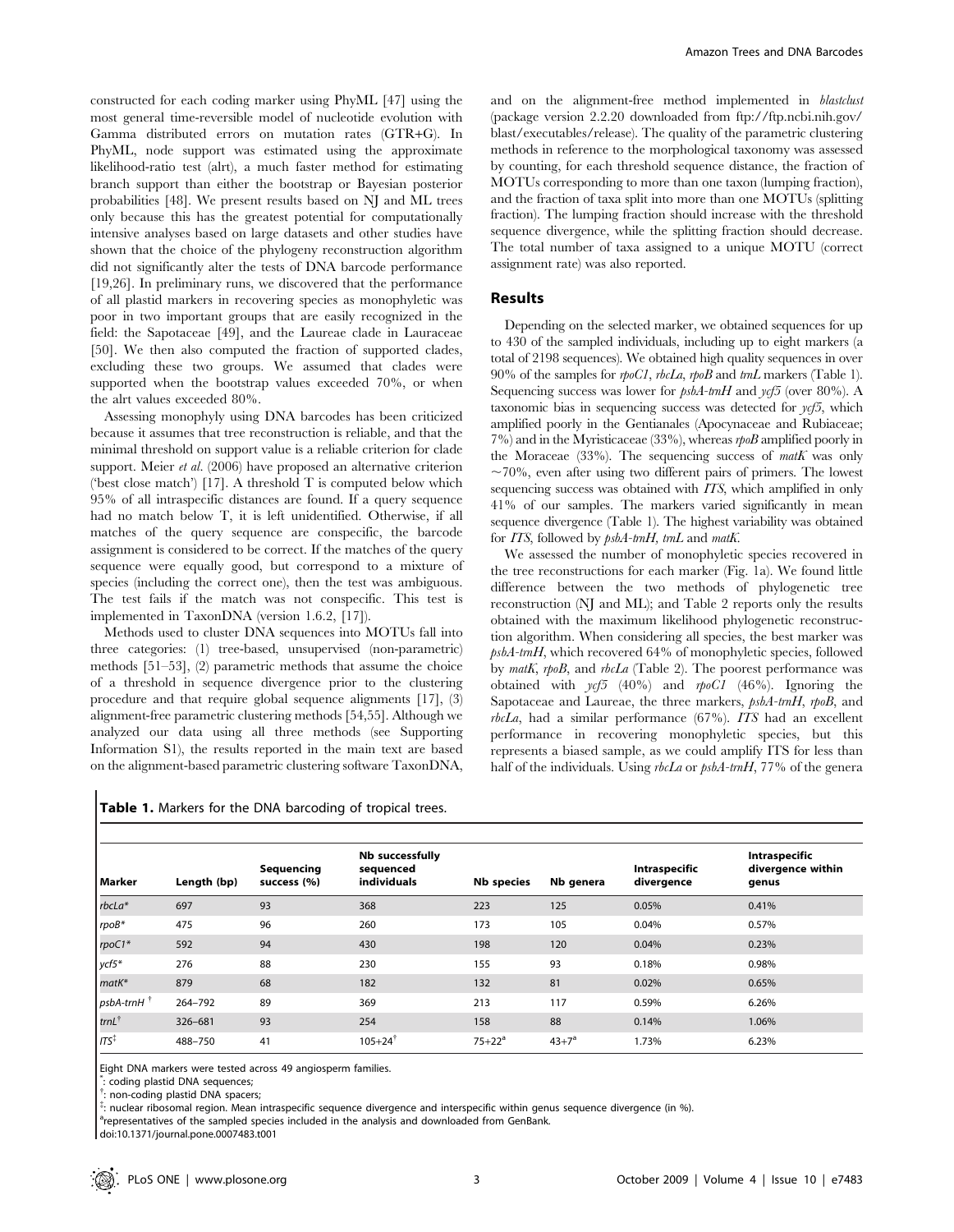constructed for each coding marker using PhyML [47] using the most general time-reversible model of nucleotide evolution with Gamma distributed errors on mutation rates (GTR+G). In PhyML, node support was estimated using the approximate likelihood-ratio test (alrt), a much faster method for estimating branch support than either the bootstrap or Bayesian posterior probabilities [48]. We present results based on NJ and ML trees only because this has the greatest potential for computationally intensive analyses based on large datasets and other studies have shown that the choice of the phylogeny reconstruction algorithm did not significantly alter the tests of DNA barcode performance [19,26]. In preliminary runs, we discovered that the performance of all plastid markers in recovering species as monophyletic was poor in two important groups that are easily recognized in the field: the Sapotaceae [49], and the Laureae clade in Lauraceae [50]. We then also computed the fraction of supported clades, excluding these two groups. We assumed that clades were supported when the bootstrap values exceeded 70%, or when the alrt values exceeded 80%.

Assessing monophyly using DNA barcodes has been criticized because it assumes that tree reconstruction is reliable, and that the minimal threshold on support value is a reliable criterion for clade support. Meier *et al.* (2006) have proposed an alternative criterion ('best close match') [17]. A threshold T is computed below which 95% of all intraspecific distances are found. If a query sequence had no match below T, it is left unidentified. Otherwise, if all matches of the query sequence are conspecific, the barcode assignment is considered to be correct. If the matches of the query sequence were equally good, but correspond to a mixture of species (including the correct one), then the test was ambiguous. The test fails if the match was not conspecific. This test is implemented in TaxonDNA (version 1.6.2, [17]).

Methods used to cluster DNA sequences into MOTUs fall into three categories: (1) tree-based, unsupervised (non-parametric) methods [51–53], (2) parametric methods that assume the choice of a threshold in sequence divergence prior to the clustering procedure and that require global sequence alignments [17], (3) alignment-free parametric clustering methods [54,55]. Although we analyzed our data using all three methods (see Supporting Information S1), the results reported in the main text are based on the alignment-based parametric clustering software TaxonDNA, and on the alignment-free method implemented in *blastclust* (package version 2.2.20 downloaded from ftp://ftp.ncbi.nih.gov/blast/executables/release). The quality of the parametric clustering methods in reference to the morphological taxonomy was assessed by counting, for each threshold sequence distance, the fraction of MOTUs corresponding to more than one taxon (lumping fraction), and the fraction of taxa split into more than one MOTUs (splitting fraction). The lumping fraction should increase with the threshold sequence divergence, while the splitting fraction should decrease. The total number of taxa assigned to a unique MOTU (correct assignment rate) was also reported.

## Results

Depending on the selected marker, we obtained sequences for up to 430 of the sampled individuals, including up to eight markers (a total of 2198 sequences). We obtained high quality sequences in over 90% of the samples for *rpoC1*, *rbcLa*, *rpoB* and *trnL* markers (Table 1). Sequencing success was lower for *psbA-trnH* and *ycf5* (over 80%). A taxonomic bias in sequencing success was detected for *ycf5*, which amplified poorly in the Gentianales (Apocynaceae and Rubiaceae; 7%) and in the Myristicaceae (33%), whereas *rpoB* amplified poorly in the Moraceae (33%). The sequencing success of *matK* was only ~70%, even after using two different pairs of primers. The lowest sequencing success was obtained with *ITS*, which amplified in only 41% of our samples. The markers varied significantly in mean sequence divergence (Table 1). The highest variability was obtained for *ITS*, followed by *psbA-trnH*, *trnL* and *matK*.

We assessed the number of monophyletic species recovered in the tree reconstructions for each marker (Fig. 1a). We found little difference between the two methods of phylogenetic tree reconstruction (NJ and ML); and Table 2 reports only the results obtained with the maximum likelihood phylogenetic reconstruction algorithm. When considering all species, the best marker was *psbA-trnH*, which recovered 64% of monophyletic species, followed by *matK*, *rpoB*, and *rbcLa* (Table 2). The poorest performance was obtained with *ycf5* (40%) and *rpoC1* (46%). Ignoring the Sapotaceae and Laureae, the three markers, *psbA-trnH*, *rpoB*, and *rbcLa*, had a similar performance (67%). *ITS* had an excellent performance in recovering monophyletic species, but this represents a biased sample, as we could amplify ITS for less than half of the individuals. Using *rbcLa* or *psbA-trnH*, 77% of the genera

**Table 1.** Markers for the DNA barcoding of tropical trees.

| Marker | Length (bp) | Sequencing success (%) | Nb successfully sequenced individuals | Nb species | Nb genera | Intraspecific divergence | Intraspecific divergence within genus |
|---|---|---|---|---|---|---|---|
| *rbcLa*\* | 697 | 93 | 368 | 223 | 125 | 0.05% | 0.41% |
| *rpoB*\* | 475 | 96 | 260 | 173 | 105 | 0.04% | 0.57% |
| *rpoC1*\* | 592 | 94 | 430 | 198 | 120 | 0.04% | 0.23% |
| *ycf5*\* | 276 | 88 | 230 | 155 | 93 | 0.18% | 0.98% |
| *matK*\* | 879 | 68 | 182 | 132 | 81 | 0.02% | 0.65% |
| *psbA-trnH* † | 264–792 | 89 | 369 | 213 | 117 | 0.59% | 6.26% |
| *trnL*† | 326–681 | 93 | 254 | 158 | 88 | 0.14% | 1.06% |
| *ITS*‡ | 488–750 | 41 | 105+24† | 75+22[a] | 43+7[a] | 1.73% | 6.23% |

Eight DNA markers were tested across 49 angiosperm families.
\*: coding plastid DNA sequences;
†: non-coding plastid DNA spacers;
‡: nuclear ribosomal region. Mean intraspecific sequence divergence and interspecific within genus sequence divergence (in %).
[a]representatives of the sampled species included in the analysis and downloaded from GenBank.
doi:10.1371/journal.pone.0007483.t001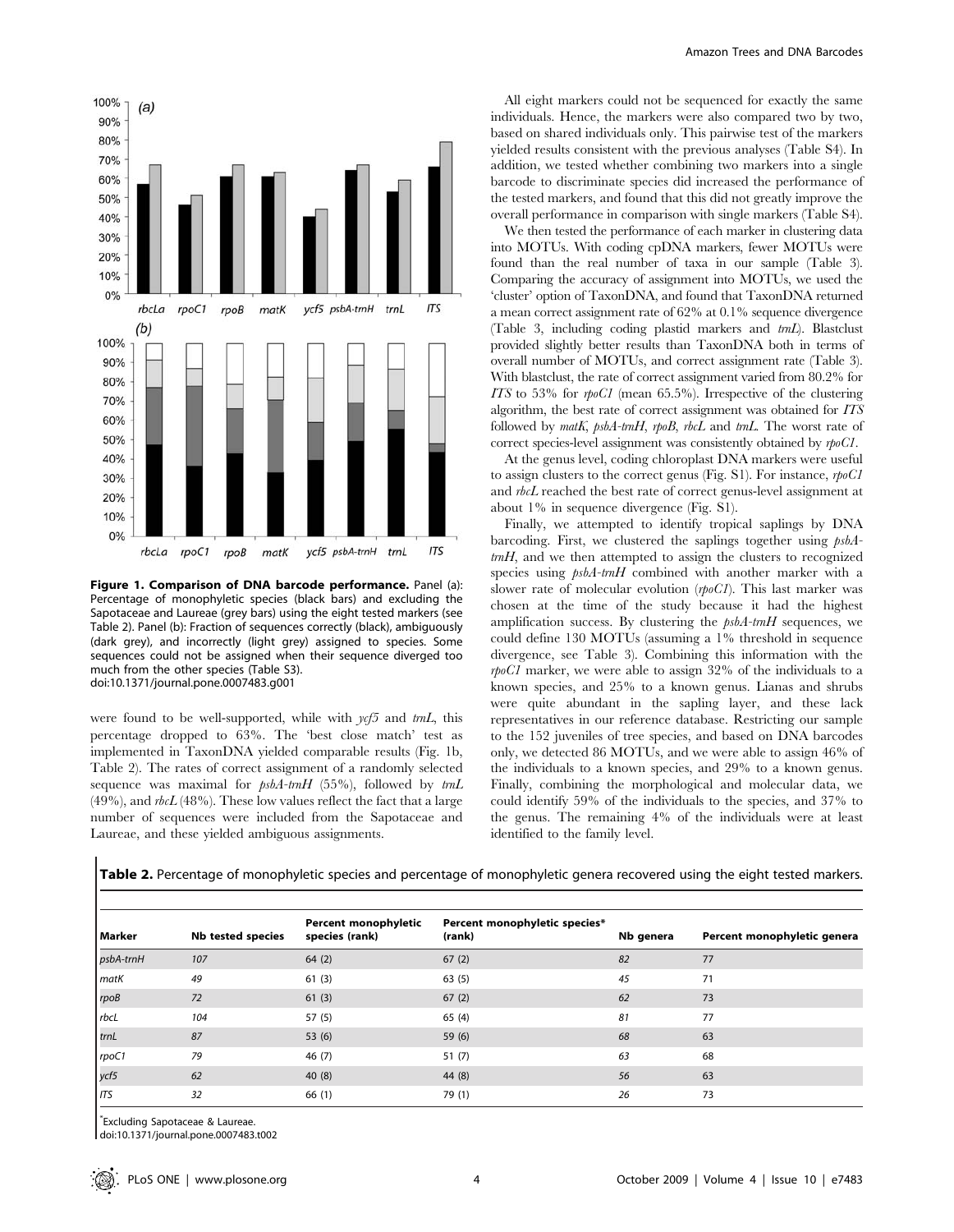**Figure 1. Comparison of DNA barcode performance.** Panel (a): Percentage of monophyletic species (black bars) and excluding the Sapotaceae and Laureae (grey bars) using the eight tested markers (see Table 2). Panel (b): Fraction of sequences correctly (black), ambiguously (dark grey), and incorrectly (light grey) assigned to species. Some sequences could not be assigned when their sequence diverged too much from the other species (Table S3).
doi:10.1371/journal.pone.0007483.g001

were found to be well-supported, while with *ycf5* and *trnL*, this percentage dropped to 63%. The 'best close match' test as implemented in TaxonDNA yielded comparable results (Fig. 1b, Table 2). The rates of correct assignment of a randomly selected sequence was maximal for *psbA-trnH* (55%), followed by *trnL* (49%), and *rbcL* (48%). These low values reflect the fact that a large number of sequences were included from the Sapotaceae and Laureae, and these yielded ambiguous assignments.

All eight markers could not be sequenced for exactly the same individuals. Hence, the markers were also compared two by two, based on shared individuals only. This pairwise test of the markers yielded results consistent with the previous analyses (Table S4). In addition, we tested whether combining two markers into a single barcode to discriminate species did increased the performance of the tested markers, and found that this did not greatly improve the overall performance in comparison with single markers (Table S4).

We then tested the performance of each marker in clustering data into MOTUs. With coding cpDNA markers, fewer MOTUs were found than the real number of taxa in our sample (Table 3). Comparing the accuracy of assignment into MOTUs, we used the 'cluster' option of TaxonDNA, and found that TaxonDNA returned a mean correct assignment rate of 62% at 0.1% sequence divergence (Table 3, including coding plastid markers and *trnL*). Blastclust provided slightly better results than TaxonDNA both in terms of overall number of MOTUs, and correct assignment rate (Table 3). With blastclust, the rate of correct assignment varied from 80.2% for *ITS* to 53% for *rpoC1* (mean 65.5%). Irrespective of the clustering algorithm, the best rate of correct assignment was obtained for *ITS* followed by *matK*, *psbA-trnH*, *rpoB*, *rbcL* and *trnL*. The worst rate of correct species-level assignment was consistently obtained by *rpoC1*.

At the genus level, coding chloroplast DNA markers were useful to assign clusters to the correct genus (Fig. S1). For instance, *rpoC1* and *rbcL* reached the best rate of correct genus-level assignment at about 1% in sequence divergence (Fig. S1).

Finally, we attempted to identify tropical saplings by DNA barcoding. First, we clustered the saplings together using *psbA-trnH*, and we then attempted to assign the clusters to recognized species using *psbA-trnH* combined with another marker with a slower rate of molecular evolution (*rpoC1*). This last marker was chosen at the time of the study because it had the highest amplification success. By clustering the *psbA-trnH* sequences, we could define 130 MOTUs (assuming a 1% threshold in sequence divergence, see Table 3). Combining this information with the *rpoC1* marker, we were able to assign 32% of the individuals to a known species, and 25% to a known genus. Lianas and shrubs were quite abundant in the sapling layer, and these lack representatives in our reference database. Restricting our sample to the 152 juveniles of tree species, and based on DNA barcodes only, we detected 86 MOTUs, and we were able to assign 46% of the individuals to a known species, and 29% to a known genus. Finally, combining the morphological and molecular data, we could identify 59% of the individuals to the species, and 37% to the genus. The remaining 4% of the individuals were at least identified to the family level.

**Table 2.** Percentage of monophyletic species and percentage of monophyletic genera recovered using the eight tested markers.

| Marker | Nb tested species | Percent monophyletic species (rank) | Percent monophyletic species* (rank) | Nb genera | Percent monophyletic genera |
|---|---|---|---|---|---|
| *psbA-trnH* | 107 | 64 (2) | 67 (2) | 82 | 77 |
| *matK* | 49 | 61 (3) | 63 (5) | 45 | 71 |
| *rpoB* | 72 | 61 (3) | 67 (2) | 62 | 73 |
| *rbcL* | 104 | 57 (5) | 65 (4) | 81 | 77 |
| *trnL* | 87 | 53 (6) | 59 (6) | 68 | 63 |
| *rpoC1* | 79 | 46 (7) | 51 (7) | 63 | 68 |
| *ycf5* | 62 | 40 (8) | 44 (8) | 56 | 63 |
| *ITS* | 32 | 66 (1) | 79 (1) | 26 | 73 |

*Excluding Sapotaceae & Laureae.
doi:10.1371/journal.pone.0007483.t002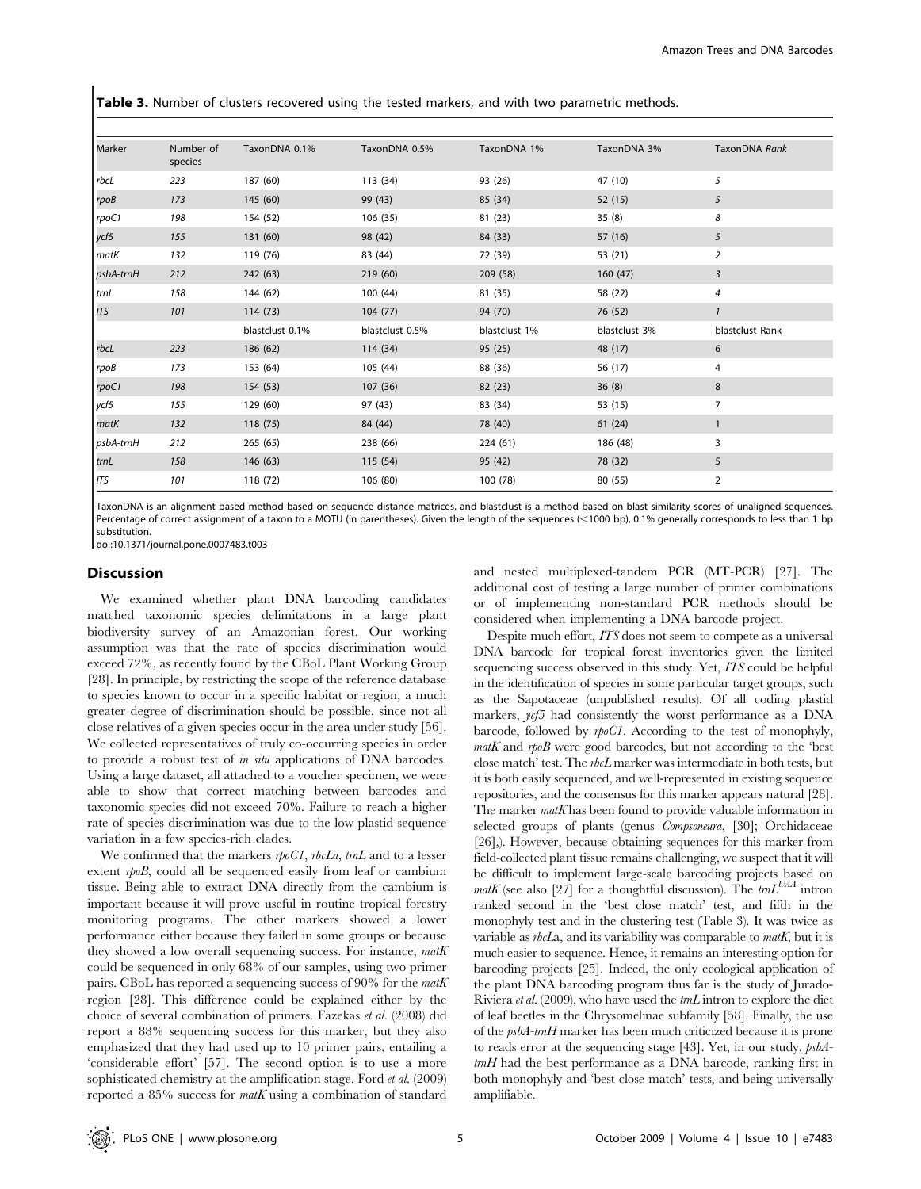**Table 3.** Number of clusters recovered using the tested markers, and with two parametric methods.

| Marker | Number of species | TaxonDNA 0.1% | TaxonDNA 0.5% | TaxonDNA 1% | TaxonDNA 3% | TaxonDNA *Rank* |
|---|---|---|---|---|---|---|
| *rbcL* | *223* | 187 (60) | 113 (34) | 93 (26) | 47 (10) | *5* |
| *rpoB* | *173* | 145 (60) | 99 (43) | 85 (34) | 52 (15) | *5* |
| *rpoC1* | *198* | 154 (52) | 106 (35) | 81 (23) | 35 (8) | *8* |
| *ycf5* | *155* | 131 (60) | 98 (42) | 84 (33) | 57 (16) | *5* |
| *matK* | *132* | 119 (76) | 83 (44) | 72 (39) | 53 (21) | *2* |
| *psbA-trnH* | *212* | 242 (63) | 219 (60) | 209 (58) | 160 (47) | *3* |
| *trnL* | *158* | 144 (62) | 100 (44) | 81 (35) | 58 (22) | *4* |
| *ITS* | *101* | 114 (73) | 104 (77) | 94 (70) | 76 (52) | *1* |
| | | blastclust 0.1% | blastclust 0.5% | blastclust 1% | blastclust 3% | blastclust Rank |
| *rbcL* | *223* | 186 (62) | 114 (34) | 95 (25) | 48 (17) | 6 |
| *rpoB* | *173* | 153 (64) | 105 (44) | 88 (36) | 56 (17) | 4 |
| *rpoC1* | *198* | 154 (53) | 107 (36) | 82 (23) | 36 (8) | 8 |
| *ycf5* | *155* | 129 (60) | 97 (43) | 83 (34) | 53 (15) | 7 |
| *matK* | *132* | 118 (75) | 84 (44) | 78 (40) | 61 (24) | 1 |
| *psbA-trnH* | *212* | 265 (65) | 238 (66) | 224 (61) | 186 (48) | 3 |
| *trnL* | *158* | 146 (63) | 115 (54) | 95 (42) | 78 (32) | 5 |
| *ITS* | *101* | 118 (72) | 106 (80) | 100 (78) | 80 (55) | 2 |

TaxonDNA is an alignment-based method based on sequence distance matrices, and blastclust is a method based on blast similarity scores of unaligned sequences. Percentage of correct assignment of a taxon to a MOTU (in parentheses). Given the length of the sequences (<1000 bp), 0.1% generally corresponds to less than 1 bp substitution.

doi:10.1371/journal.pone.0007483.t003

## Discussion

We examined whether plant DNA barcoding candidates matched taxonomic species delimitations in a large plant biodiversity survey of an Amazonian forest. Our working assumption was that the rate of species discrimination would exceed 72%, as recently found by the CBoL Plant Working Group [28]. In principle, by restricting the scope of the reference database to species known to occur in a specific habitat or region, a much greater degree of discrimination should be possible, since not all close relatives of a given species occur in the area under study [56]. We collected representatives of truly co-occurring species in order to provide a robust test of *in situ* applications of DNA barcodes. Using a large dataset, all attached to a voucher specimen, we were able to show that correct matching between barcodes and taxonomic species did not exceed 70%. Failure to reach a higher rate of species discrimination was due to the low plastid sequence variation in a few species-rich clades.

We confirmed that the markers *rpoC1*, *rbcLa*, *trnL* and to a lesser extent *rpoB*, could all be sequenced easily from leaf or cambium tissue. Being able to extract DNA directly from the cambium is important because it will prove useful in routine tropical forestry monitoring programs. The other markers showed a lower performance either because they failed in some groups or because they showed a low overall sequencing success. For instance, *matK* could be sequenced in only 68% of our samples, using two primer pairs. CBoL has reported a sequencing success of 90% for the *matK* region [28]. This difference could be explained either by the choice of several combination of primers. Fazekas *et al.* (2008) did report a 88% sequencing success for this marker, but they also emphasized that they had used up to 10 primer pairs, entailing a 'considerable effort' [57]. The second option is to use a more sophisticated chemistry at the amplification stage. Ford *et al.* (2009) reported a 85% success for *matK* using a combination of standard and nested multiplexed-tandem PCR (MT-PCR) [27]. The additional cost of testing a large number of primer combinations or of implementing non-standard PCR methods should be considered when implementing a DNA barcode project.

Despite much effort, *ITS* does not seem to compete as a universal DNA barcode for tropical forest inventories given the limited sequencing success observed in this study. Yet, *ITS* could be helpful in the identification of species in some particular target groups, such as the Sapotaceae (unpublished results). Of all coding plastid markers, *ycf5* had consistently the worst performance as a DNA barcode, followed by *rpoC1*. According to the test of monophyly, *matK* and *rpoB* were good barcodes, but not according to the 'best close match' test. The *rbcL* marker was intermediate in both tests, but it is both easily sequenced, and well-represented in existing sequence repositories, and the consensus for this marker appears natural [28]. The marker *matK* has been found to provide valuable information in selected groups of plants (genus *Compsoneura*, [30]; Orchidaceae [26],). However, because obtaining sequences for this marker from field-collected plant tissue remains challenging, we suspect that it will be difficult to implement large-scale barcoding projects based on *matK* (see also [27] for a thoughtful discussion). The *trnL*$^{UAA}$ intron ranked second in the 'best close match' test, and fifth in the monophyly test and in the clustering test (Table 3). It was twice as variable as *rbcLa*, and its variability was comparable to *matK*, but it is much easier to sequence. Hence, it remains an interesting option for barcoding projects [25]. Indeed, the only ecological application of the plant DNA barcoding program thus far is the study of Jurado-Riviera *et al.* (2009), who have used the *trnL* intron to explore the diet of leaf beetles in the Chrysomelinae subfamily [58]. Finally, the use of the *psbA-trnH* marker has been much criticized because it is prone to reads error at the sequencing stage [43]. Yet, in our study, *psbA-trnH* had the best performance as a DNA barcode, ranking first in both monophyly and 'best close match' tests, and being universally amplifiable.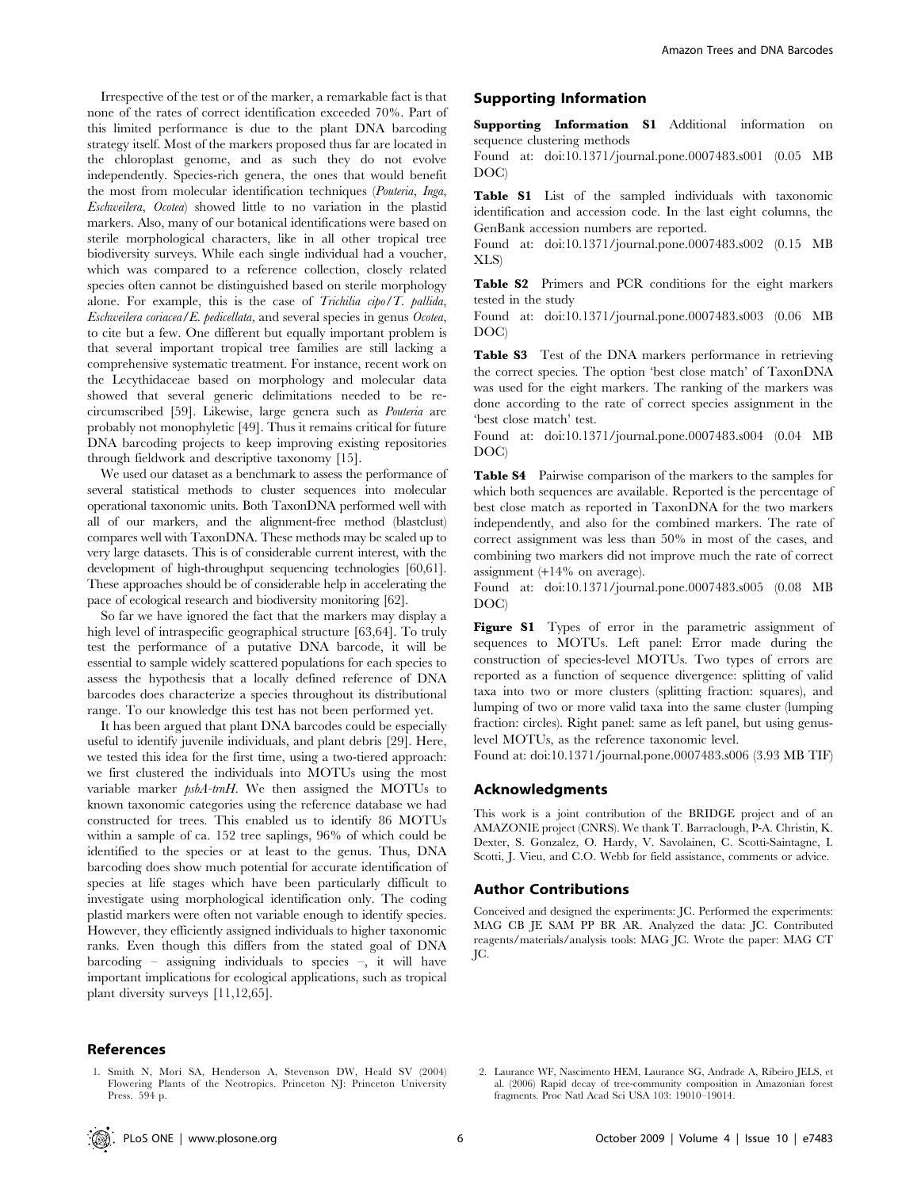Irrespective of the test or of the marker, a remarkable fact is that none of the rates of correct identification exceeded 70%. Part of this limited performance is due to the plant DNA barcoding strategy itself. Most of the markers proposed thus far are located in the chloroplast genome, and as such they do not evolve independently. Species-rich genera, the ones that would benefit the most from molecular identification techniques (*Pouteria*, *Inga*, *Eschweilera*, *Ocotea*) showed little to no variation in the plastid markers. Also, many of our botanical identifications were based on sterile morphological characters, like in all other tropical tree biodiversity surveys. While each single individual had a voucher, which was compared to a reference collection, closely related species often cannot be distinguished based on sterile morphology alone. For example, this is the case of *Trichilia cipo*/*T. pallida*, *Eschweilera coriacea*/*E. pedicellata*, and several species in genus *Ocotea*, to cite but a few. One different but equally important problem is that several important tropical tree families are still lacking a comprehensive systematic treatment. For instance, recent work on the Lecythidaceae based on morphology and molecular data showed that several generic delimitations needed to be re-circumscribed [59]. Likewise, large genera such as *Pouteria* are probably not monophyletic [49]. Thus it remains critical for future DNA barcoding projects to keep improving existing repositories through fieldwork and descriptive taxonomy [15].

We used our dataset as a benchmark to assess the performance of several statistical methods to cluster sequences into molecular operational taxonomic units. Both TaxonDNA performed well with all of our markers, and the alignment-free method (blastclust) compares well with TaxonDNA. These methods may be scaled up to very large datasets. This is of considerable current interest, with the development of high-throughput sequencing technologies [60,61]. These approaches should be of considerable help in accelerating the pace of ecological research and biodiversity monitoring [62].

So far we have ignored the fact that the markers may display a high level of intraspecific geographical structure [63,64]. To truly test the performance of a putative DNA barcode, it will be essential to sample widely scattered populations for each species to assess the hypothesis that a locally defined reference of DNA barcodes does characterize a species throughout its distributional range. To our knowledge this test has not been performed yet.

It has been argued that plant DNA barcodes could be especially useful to identify juvenile individuals, and plant debris [29]. Here, we tested this idea for the first time, using a two-tiered approach: we first clustered the individuals into MOTUs using the most variable marker *psbA-trnH*. We then assigned the MOTUs to known taxonomic categories using the reference database we had constructed for trees. This enabled us to identify 86 MOTUs within a sample of ca. 152 tree saplings, 96% of which could be identified to the species or at least to the genus. Thus, DNA barcoding does show much potential for accurate identification of species at life stages which have been particularly difficult to investigate using morphological identification only. The coding plastid markers were often not variable enough to identify species. However, they efficiently assigned individuals to higher taxonomic ranks. Even though this differs from the stated goal of DNA barcoding – assigning individuals to species –, it will have important implications for ecological applications, such as tropical plant diversity surveys [11,12,65].

## Supporting Information

**Supporting Information S1** Additional information on sequence clustering methods

Found at: doi:10.1371/journal.pone.0007483.s001 (0.05 MB DOC)

**Table S1** List of the sampled individuals with taxonomic identification and accession code. In the last eight columns, the GenBank accession numbers are reported.

Found at: doi:10.1371/journal.pone.0007483.s002 (0.15 MB XLS)

**Table S2** Primers and PCR conditions for the eight markers tested in the study

Found at: doi:10.1371/journal.pone.0007483.s003 (0.06 MB DOC)

**Table S3** Test of the DNA markers performance in retrieving the correct species. The option 'best close match' of TaxonDNA was used for the eight markers. The ranking of the markers was done according to the rate of correct species assignment in the 'best close match' test.

Found at: doi:10.1371/journal.pone.0007483.s004 (0.04 MB DOC)

**Table S4** Pairwise comparison of the markers to the samples for which both sequences are available. Reported is the percentage of best close match as reported in TaxonDNA for the two markers independently, and also for the combined markers. The rate of correct assignment was less than 50% in most of the cases, and combining two markers did not improve much the rate of correct assignment (+14% on average).

Found at: doi:10.1371/journal.pone.0007483.s005 (0.08 MB DOC)

**Figure S1** Types of error in the parametric assignment of sequences to MOTUs. Left panel: Error made during the construction of species-level MOTUs. Two types of errors are reported as a function of sequence divergence: splitting of valid taxa into two or more clusters (splitting fraction: squares), and lumping of two or more valid taxa into the same cluster (lumping fraction: circles). Right panel: same as left panel, but using genus-level MOTUs, as the reference taxonomic level.

Found at: doi:10.1371/journal.pone.0007483.s006 (3.93 MB TIF)

## Acknowledgments

This work is a joint contribution of the BRIDGE project and of an AMAZONIE project (CNRS). We thank T. Barraclough, P-A. Christin, K. Dexter, S. Gonzalez, O. Hardy, V. Savolainen, C. Scotti-Saintagne, I. Scotti, J. Vieu, and C.O. Webb for field assistance, comments or advice.

## Author Contributions

Conceived and designed the experiments: JC. Performed the experiments: MAG CB JE SAM PP BR AR. Analyzed the data: JC. Contributed reagents/materials/analysis tools: MAG JC. Wrote the paper: MAG CT JC.

## References

1. Smith N, Mori SA, Henderson A, Stevenson DW, Heald SV (2004) Flowering Plants of the Neotropics. Princeton NJ: Princeton University Press. 594 p.
2. Laurance WF, Nascimento HEM, Laurance SG, Andrade A, Ribeiro JELS, et al. (2006) Rapid decay of tree-community composition in Amazonian forest fragments. Proc Natl Acad Sci USA 103: 19010–19014.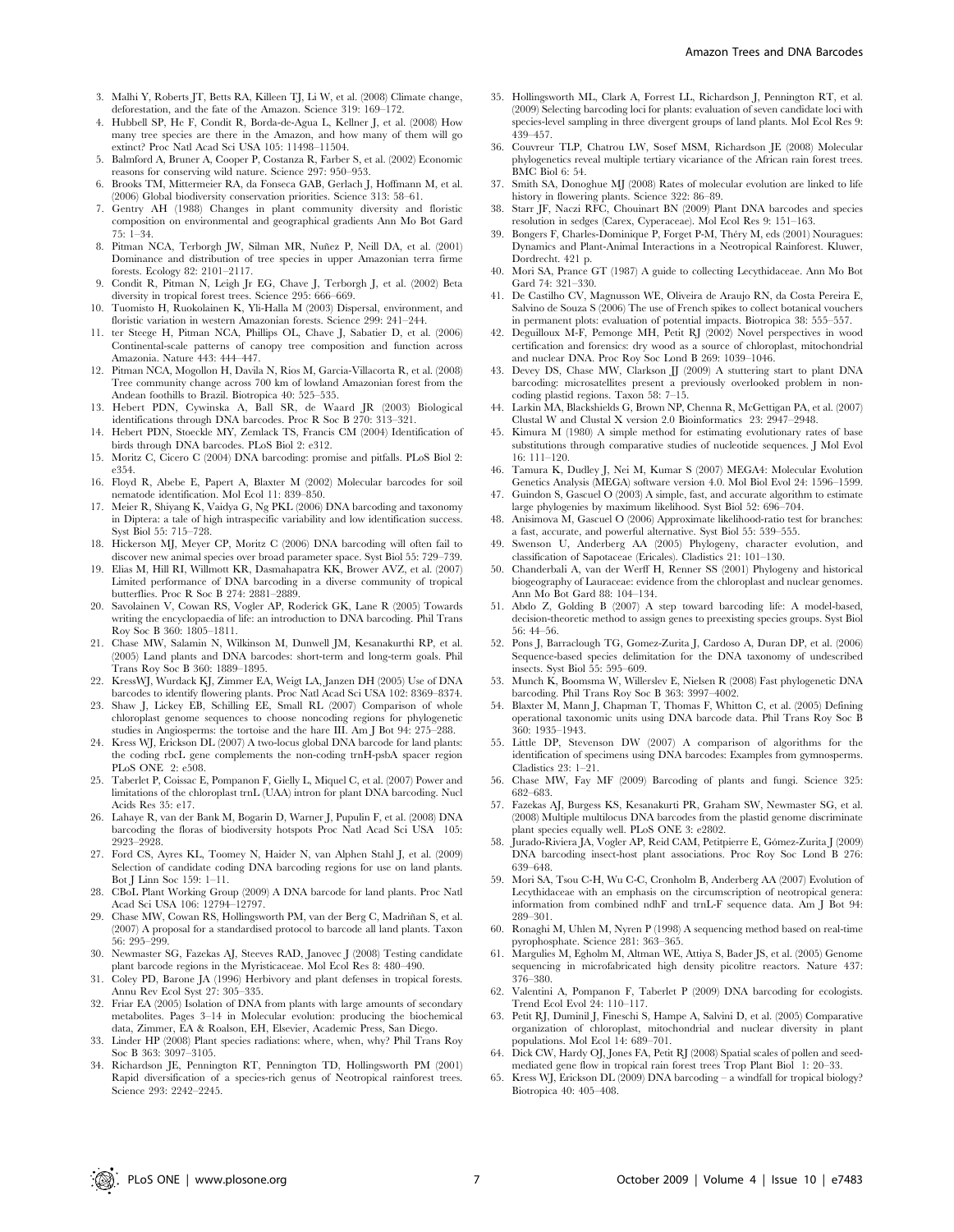3. Malhi Y, Roberts JT, Betts RA, Killeen TJ, Li W, et al. (2008) Climate change, deforestation, and the fate of the Amazon. Science 319: 169–172.
4. Hubbell SP, He F, Condit R, Borda-de-Agua L, Kellner J, et al. (2008) How many tree species are there in the Amazon, and how many of them will go extinct? Proc Natl Acad Sci USA 105: 11498–11504.
5. Balmford A, Bruner A, Cooper P, Costanza R, Farber S, et al. (2002) Economic reasons for conserving wild nature. Science 297: 950–953.
6. Brooks TM, Mittermeier RA, da Fonseca GAB, Gerlach J, Hoffmann M, et al. (2006) Global biodiversity conservation priorities. Science 313: 58–61.
7. Gentry AH (1988) Changes in plant community diversity and floristic composition on environmental and geographical gradients Ann Mo Bot Gard 75: 1–34.
8. Pitman NCA, Terborgh JW, Silman MR, Nuñez P, Neill DA, et al. (2001) Dominance and distribution of tree species in upper Amazonian terra firme forests. Ecology 82: 2101–2117.
9. Condit R, Pitman N, Leigh Jr EG, Chave J, Terborgh J, et al. (2002) Beta diversity in tropical forest trees. Science 295: 666–669.
10. Tuomisto H, Ruokolainen K, Yli-Halla M (2003) Dispersal, environment, and floristic variation in western Amazonian forests. Science 299: 241–244.
11. ter Steege H, Pitman NCA, Phillips OL, Chave J, Sabatier D, et al. (2006) Continental-scale patterns of canopy tree composition and function across Amazonia. Nature 443: 444–447.
12. Pitman NCA, Mogollon H, Davila N, Rios M, Garcia-Villacorta R, et al. (2008) Tree community change across 700 km of lowland Amazonian forest from the Andean foothills to Brazil. Biotropica 40: 525–535.
13. Hebert PDN, Cywinska A, Ball SR, de Waard JR (2003) Biological identifications through DNA barcodes. Proc R Soc B 270: 313–321.
14. Hebert PDN, Stoeckle MY, Zemlack TS, Francis CM (2004) Identification of birds through DNA barcodes. PLoS Biol 2: e312.
15. Moritz C, Cicero C (2004) DNA barcoding: promise and pitfalls. PLoS Biol 2: e354.
16. Floyd R, Abebe E, Papert A, Blaxter M (2002) Molecular barcodes for soil nematode identification. Mol Ecol 11: 839–850.
17. Meier R, Shiyang K, Vaidya G, Ng PKL (2006) DNA barcoding and taxonomy in Diptera: a tale of high intraspecific variability and low identification success. Syst Biol 55: 715–728.
18. Hickerson MJ, Meyer CP, Moritz C (2006) DNA barcoding will often fail to discover new animal species over broad parameter space. Syst Biol 55: 729–739.
19. Elias M, Hill RI, Willmott KR, Dasmahapatra KK, Brower AVZ, et al. (2007) Limited performance of DNA barcoding in a diverse community of tropical butterflies. Proc R Soc B 274: 2881–2889.
20. Savolainen V, Cowan RS, Vogler AP, Roderick GK, Lane R (2005) Towards writing the encyclopaedia of life: an introduction to DNA barcoding. Phil Trans Roy Soc B 360: 1805–1811.
21. Chase MW, Salamin N, Wilkinson M, Dunwell JM, Kesanakurthi RP, et al. (2005) Land plants and DNA barcodes: short-term and long-term goals. Phil Trans Roy Soc B 360: 1889–1895.
22. KressWJ, Wurdack KJ, Zimmer EA, Weigt LA, Janzen DH (2005) Use of DNA barcodes to identify flowering plants. Proc Natl Acad Sci USA 102: 8369–8374.
23. Shaw J, Lickey EB, Schilling EE, Small RL (2007) Comparison of whole chloroplast genome sequences to choose noncoding regions for phylogenetic studies in Angiosperms: the tortoise and the hare III. Am J Bot 94: 275–288.
24. Kress WJ, Erickson DL (2007) A two-locus global DNA barcode for land plants: the coding rbcL gene complements the non-coding trnH-psbA spacer region PLoS ONE 2: e508.
25. Taberlet P, Coissac E, Pompanon F, Gielly L, Miquel C, et al. (2007) Power and limitations of the chloroplast trnL (UAA) intron for plant DNA barcoding. Nucl Acids Res 35: e17.
26. Lahaye R, van der Bank M, Bogarin D, Warner J, Pupulin F, et al. (2008) DNA barcoding the floras of biodiversity hotspots Proc Natl Acad Sci USA 105: 2923–2928.
27. Ford CS, Ayres KL, Toomey N, Haider N, van Alphen Stahl J, et al. (2009) Selection of candidate coding DNA barcoding regions for use on land plants. Bot J Linn Soc 159: 1–11.
28. CBoL Plant Working Group (2009) A DNA barcode for land plants. Proc Natl Acad Sci USA 106: 12794–12797.
29. Chase MW, Cowan RS, Hollingsworth PM, van der Berg C, Madriñan S, et al. (2007) A proposal for a standardised protocol to barcode all land plants. Taxon 56: 295–299.
30. Newmaster SG, Fazekas AJ, Steeves RAD, Janovec J (2008) Testing candidate plant barcode regions in the Myristicaceae. Mol Ecol Res 8: 480–490.
31. Coley PD, Barone JA (1996) Herbivory and plant defenses in tropical forests. Annu Rev Ecol Syst 27: 305–335.
32. Friar EA (2005) Isolation of DNA from plants with large amounts of secondary metabolites. Pages 3–14 in Molecular evolution: producing the biochemical data, Zimmer, EA & Roalson, EH, Elsevier, Academic Press, San Diego.
33. Linder HP (2008) Plant species radiations: where, when, why? Phil Trans Roy Soc B 363: 3097–3105.
34. Richardson JE, Pennington RT, Pennington TD, Hollingsworth PM (2001) Rapid diversification of a species-rich genus of Neotropical rainforest trees. Science 293: 2242–2245.
35. Hollingsworth ML, Clark A, Forrest LL, Richardson J, Pennington RT, et al. (2009) Selecting barcoding loci for plants: evaluation of seven candidate loci with species-level sampling in three divergent groups of land plants. Mol Ecol Res 9: 439–457.
36. Couvreur TLP, Chatrou LW, Sosef MSM, Richardson JE (2008) Molecular phylogenetics reveal multiple tertiary vicariance of the African rain forest trees. BMC Biol 6: 54.
37. Smith SA, Donoghue MJ (2008) Rates of molecular evolution are linked to life history in flowering plants. Science 322: 86–89.
38. Starr JF, Naczi RFC, Chouinart BN (2009) Plant DNA barcodes and species resolution in sedges (Carex, Cyperaceae). Mol Ecol Res 9: 151–163.
39. Bongers F, Charles-Dominique P, Forget P-M, Théry M, eds (2001) Nouragues: Dynamics and Plant-Animal Interactions in a Neotropical Rainforest. Kluwer, Dordrecht. 421 p.
40. Mori SA, Prance GT (1987) A guide to collecting Lecythidaceae. Ann Mo Bot Gard 74: 321–330.
41. De Castilho CV, Magnusson WE, Oliveira de Araujo RN, da Costa Pereira E, Salvino de Souza S (2006) The use of French spikes to collect botanical vouchers in permanent plots: evaluation of potential impacts. Biotropica 38: 555–557.
42. Deguilloux M-F, Pemonge MH, Petit RJ (2002) Novel perspectives in wood certification and forensics: dry wood as a source of chloroplast, mitochondrial and nuclear DNA. Proc Roy Soc Lond B 269: 1039–1046.
43. Devey DS, Chase MW, Clarkson JJ (2009) A stuttering start to plant DNA barcoding: microsatellites present a previously overlooked problem in non-coding plastid regions. Taxon 58: 7–15.
44. Larkin MA, Blackshields G, Brown NP, Chenna R, McGettigan PA, et al. (2007) Clustal W and Clustal X version 2.0 Bioinformatics 23: 2947–2948.
45. Kimura M (1980) A simple method for estimating evolutionary rates of base substitutions through comparative studies of nucleotide sequences. J Mol Evol 16: 111–120.
46. Tamura K, Dudley J, Nei M, Kumar S (2007) MEGA4: Molecular Evolution Genetics Analysis (MEGA) software version 4.0. Mol Biol Evol 24: 1596–1599.
47. Guindon S, Gascuel O (2003) A simple, fast, and accurate algorithm to estimate large phylogenies by maximum likelihood. Syst Biol 52: 696–704.
48. Anisimova M, Gascuel O (2006) Approximate likelihood-ratio test for branches: a fast, accurate, and powerful alternative. Syst Biol 55: 539–555.
49. Swenson U, Anderberg AA (2005) Phylogeny, character evolution, and classification of Sapotaceae (Ericales). Cladistics 21: 101–130.
50. Chanderbali A, van der Werff H, Renner SS (2001) Phylogeny and historical biogeography of Lauraceae: evidence from the chloroplast and nuclear genomes. Ann Mo Bot Gard 88: 104–134.
51. Abdo Z, Golding B (2007) A step toward barcoding life: A model-based, decision-theoretic method to assign genes to preexisting species groups. Syst Biol 56: 44–56.
52. Pons J, Barraclough TG, Gomez-Zurita J, Cardoso A, Duran DP, et al. (2006) Sequence-based species delimitation for the DNA taxonomy of undescribed insects. Syst Biol 55: 595–609.
53. Munch K, Boomsma W, Willerslev E, Nielsen R (2008) Fast phylogenetic DNA barcoding. Phil Trans Roy Soc B 363: 3997–4002.
54. Blaxter M, Mann J, Chapman T, Thomas F, Whitton C, et al. (2005) Defining operational taxonomic units using DNA barcode data. Phil Trans Roy Soc B 360: 1935–1943.
55. Little DP, Stevenson DW (2007) A comparison of algorithms for the identification of specimens using DNA barcodes: Examples from gymnosperms. Cladistics 23: 1–21.
56. Chase MW, Fay MF (2009) Barcoding of plants and fungi. Science 325: 682–683.
57. Fazekas AJ, Burgess KS, Kesanakurti PR, Graham SW, Newmaster SG, et al. (2008) Multiple multilocus DNA barcodes from the plastid genome discriminate plant species equally well. PLoS ONE 3: e2802.
58. Jurado-Riviera JA, Vogler AP, Reid CAM, Petitpierre E, Gómez-Zurita J (2009) DNA barcoding insect-host plant associations. Proc Roy Soc Lond B 276: 639–648.
59. Mori SA, Tsou C-H, Wu C-C, Cronholm B, Anderberg AA (2007) Evolution of Lecythidaceae with an emphasis on the circumscription of neotropical genera: information from combined ndhF and trnL-F sequence data. Am J Bot 94: 289–301.
60. Ronaghi M, Uhlen M, Nyren P (1998) A sequencing method based on real-time pyrophosphate. Science 281: 363–365.
61. Margulies M, Egholm M, Altman WE, Attiya S, Bader JS, et al. (2005) Genome sequencing in microfabricated high density picolitre reactors. Nature 437: 376–380.
62. Valentini A, Pompanon F, Taberlet P (2009) DNA barcoding for ecologists. Trend Ecol Evol 24: 110–117.
63. Petit RJ, Duminil J, Fineschi S, Hampe A, Salvini D, et al. (2005) Comparative organization of chloroplast, mitochondrial and nuclear diversity in plant populations. Mol Ecol 14: 689–701.
64. Dick CW, Hardy OJ, Jones FA, Petit RJ (2008) Spatial scales of pollen and seed-mediated gene flow in tropical rain forest trees Trop Plant Biol 1: 20–33.
65. Kress WJ, Erickson DL (2009) DNA barcoding – a windfall for tropical biology? Biotropica 40: 405–408.